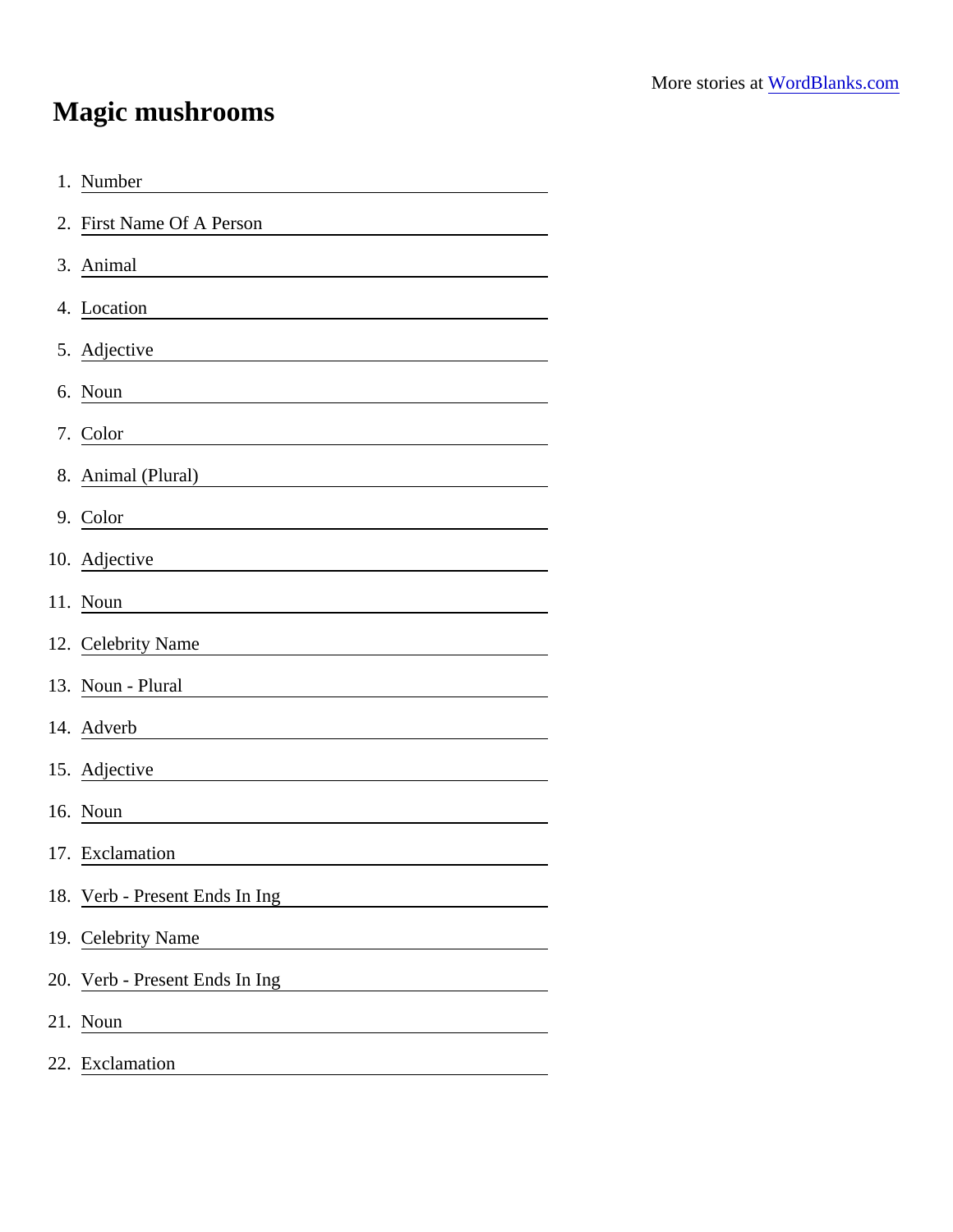More stories at [WordBlanks.com](https://www.wordblanks.com)

# Magic mushrooms

1. Number ____________________
2. First Name Of A Person ____________________
3. Animal ____________________
4. Location ____________________
5. Adjective ____________________
6. Noun ____________________
7. Color ____________________
8. Animal (Plural) ____________________
9. Color ____________________
10. Adjective ____________________
11. Noun ____________________
12. Celebrity Name ____________________
13. Noun - Plural ____________________
14. Adverb ____________________
15. Adjective ____________________
16. Noun ____________________
17. Exclamation ____________________
18. Verb - Present Ends In Ing ____________________
19. Celebrity Name ____________________
20. Verb - Present Ends In Ing ____________________
21. Noun ____________________
22. Exclamation ____________________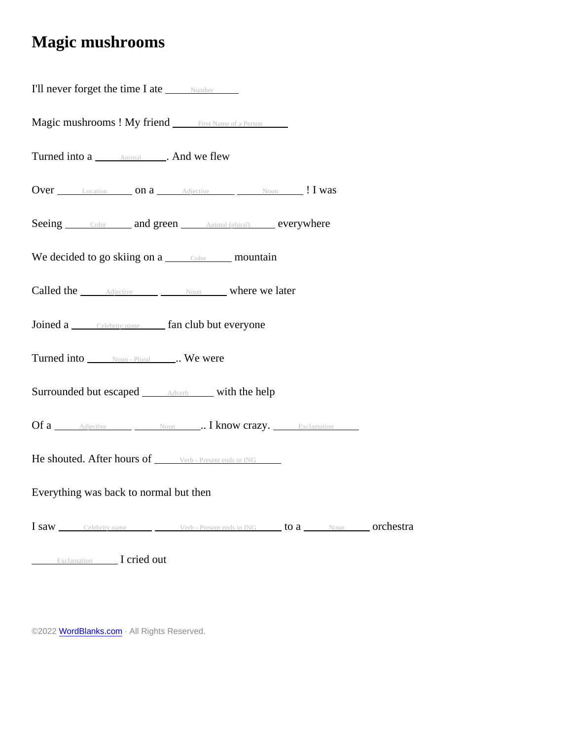# Magic mushrooms

I'll never forget the time I ate ______Number______

Magic mushrooms ! My friend ______First Name of a Person______

Turned into a ______Animal______. And we flew

Over ______Location______ on a ______Adjective______ ______Noun______ ! I was

Seeing ______Color______ and green ______Animal (plural)______ everywhere

We decided to go skiing on a ______Color______ mountain

Called the ______Adjective______ ______Noun______ where we later

Joined a ______Celebrity name______ fan club but everyone

Turned into ______Noun - Plural______.. We were

Surrounded but escaped ______Adverb______ with the help

Of a ______Adjective______ ______Noun______.. I know crazy. ______Exclamation______

He shouted. After hours of ______Verb - Present ends in ING______

Everything was back to normal but then

I saw ______Celebrity name______ ______Verb - Present ends in ING______ to a ______Noun______ orchestra

______Exclamation______ I cried out

©2022 WordBlanks.com · All Rights Reserved.